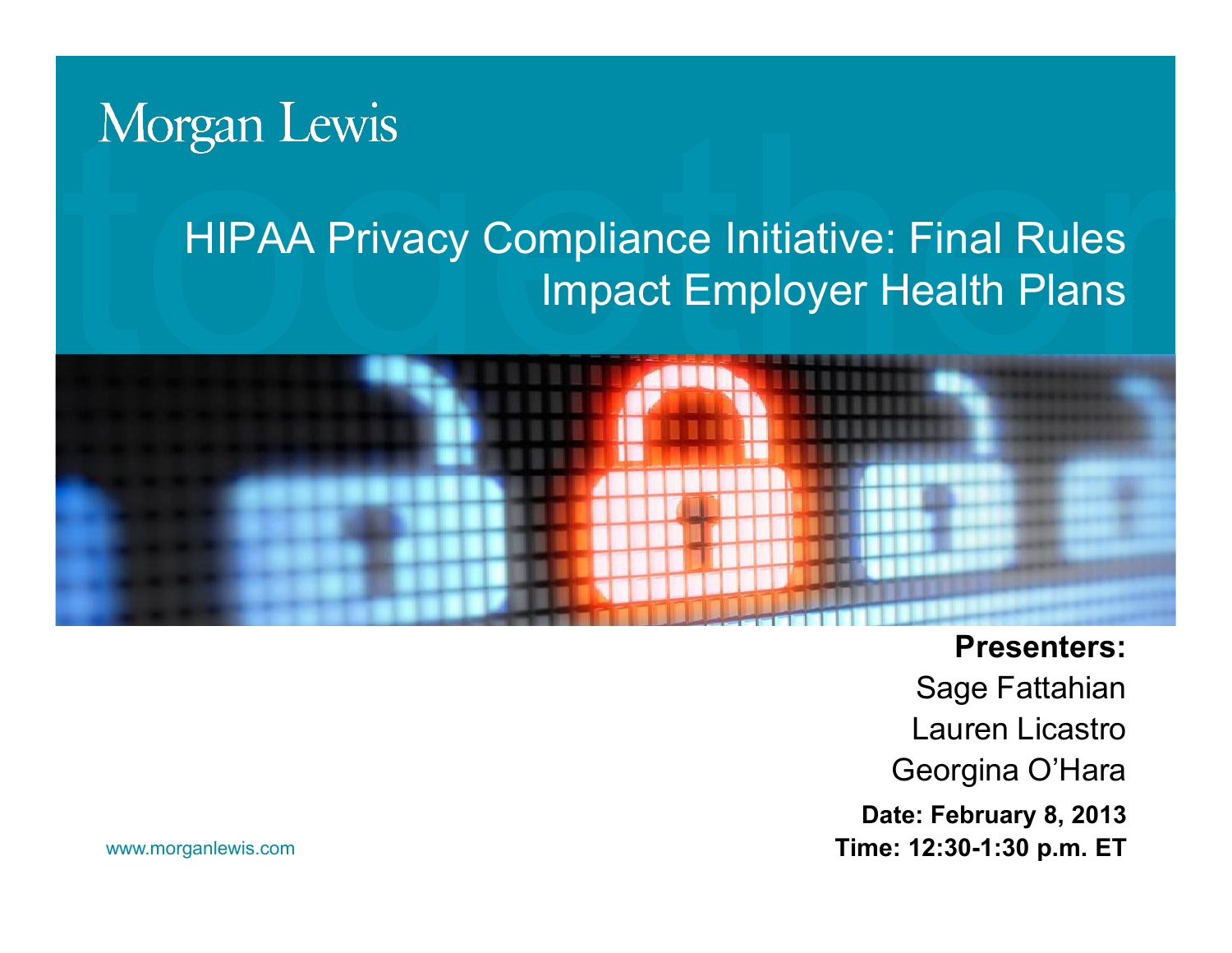Morgan Lewis

# HIPAA Privacy Compliance Initiative: Final Rules Impact Employer Health Plans

**Presenters:**

Sage Fattahian

Lauren Licastro

Georgina O'Hara

**Date: February 8, 2013**

**Time: 12:30-1:30 p.m. ET**

www.morganlewis.com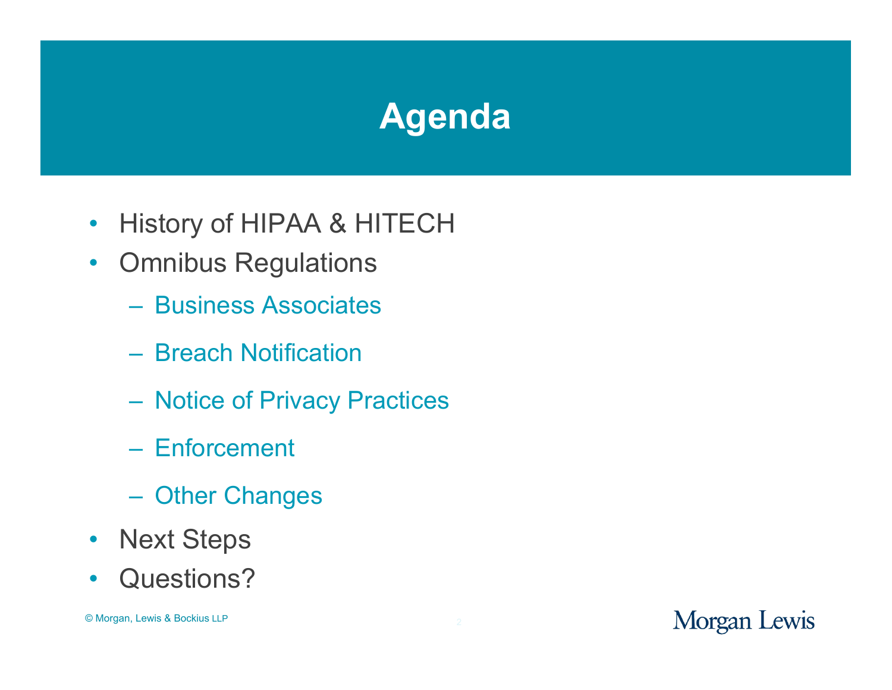# Agenda

- History of HIPAA & HITECH
- Omnibus Regulations
  - Business Associates
  - Breach Notification
  - Notice of Privacy Practices
  - Enforcement
  - Other Changes
- Next Steps
- Questions?

© Morgan, Lewis & Bockius LLP

Morgan Lewis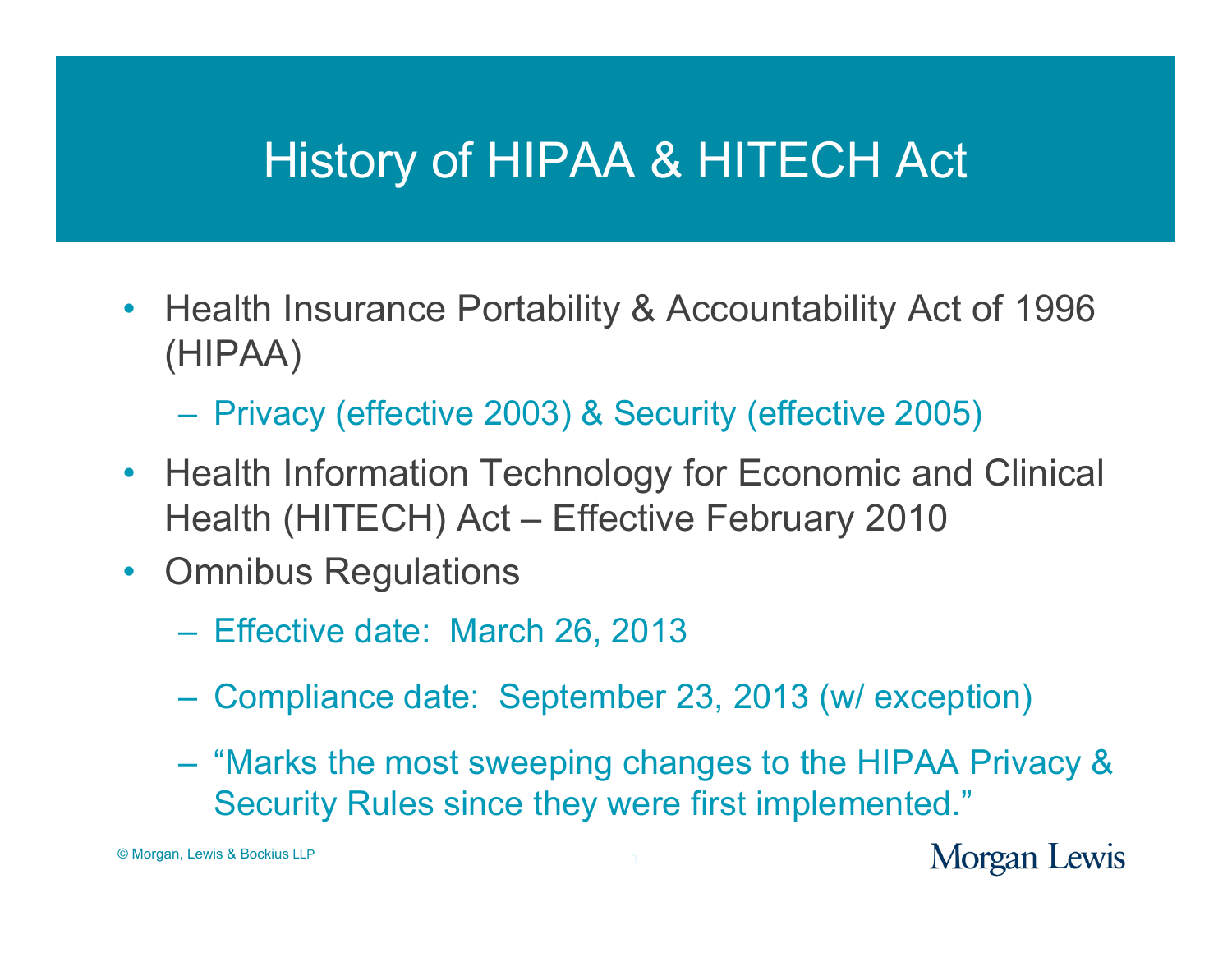# History of HIPAA & HITECH Act

- Health Insurance Portability & Accountability Act of 1996 (HIPAA)
  - Privacy (effective 2003) & Security (effective 2005)
- Health Information Technology for Economic and Clinical Health (HITECH) Act – Effective February 2010
- Omnibus Regulations
  - Effective date: March 26, 2013
  - Compliance date: September 23, 2013 (w/ exception)
  - "Marks the most sweeping changes to the HIPAA Privacy & Security Rules since they were first implemented."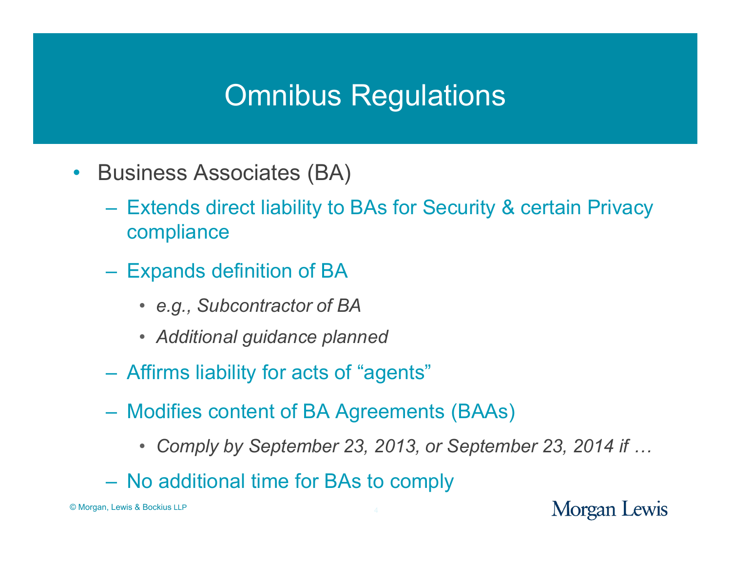# Omnibus Regulations

- Business Associates (BA)
  - Extends direct liability to BAs for Security & certain Privacy compliance
  - Expands definition of BA
    - *e.g., Subcontractor of BA*
    - *Additional guidance planned*
  - Affirms liability for acts of "agents"
  - Modifies content of BA Agreements (BAAs)
    - *Comply by September 23, 2013, or September 23, 2014 if …*
  - No additional time for BAs to comply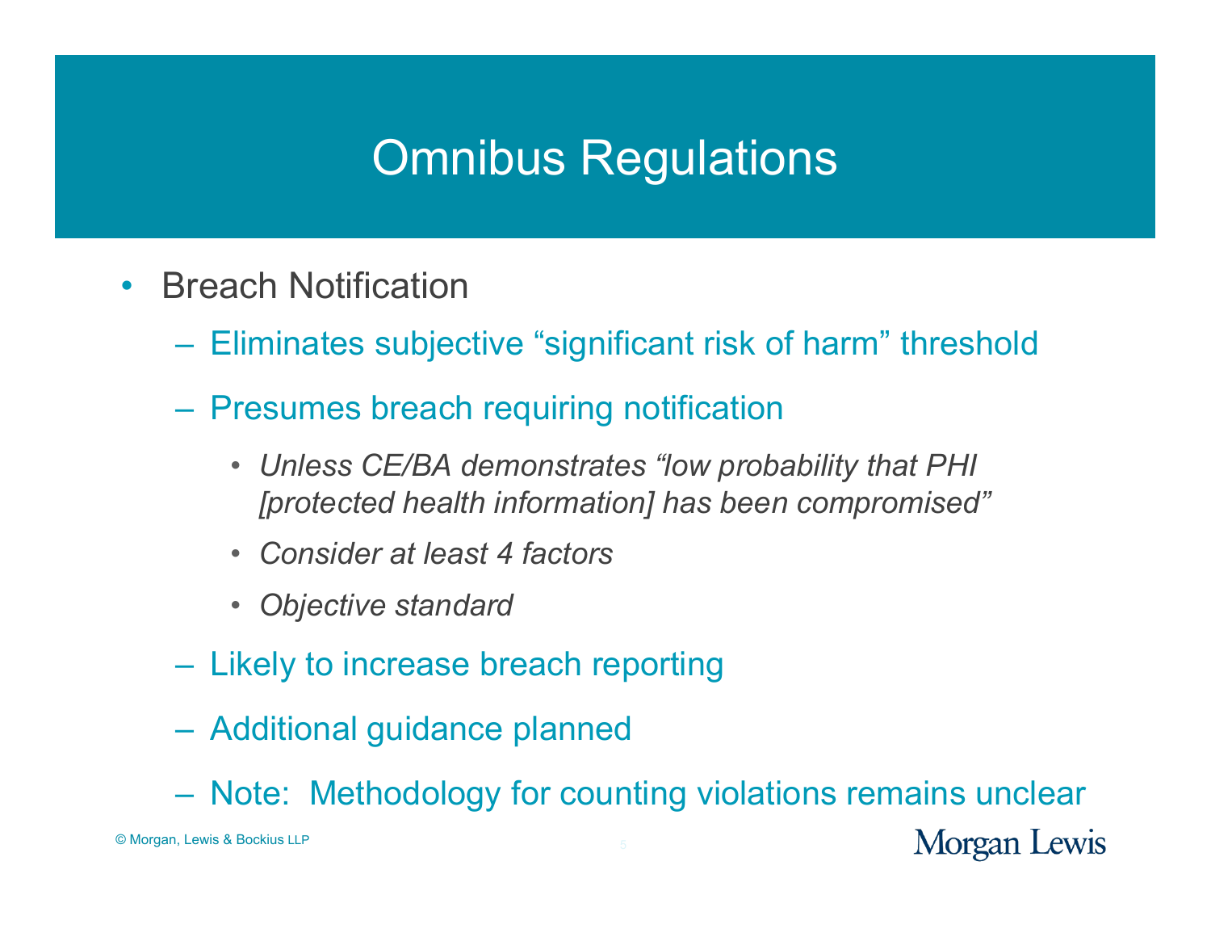# Omnibus Regulations

- Breach Notification
  - Eliminates subjective "significant risk of harm" threshold
  - Presumes breach requiring notification
    - *Unless CE/BA demonstrates "low probability that PHI [protected health information] has been compromised"*
    - *Consider at least 4 factors*
    - *Objective standard*
  - Likely to increase breach reporting
  - Additional guidance planned
  - Note: Methodology for counting violations remains unclear

© Morgan, Lewis & Bockius LLP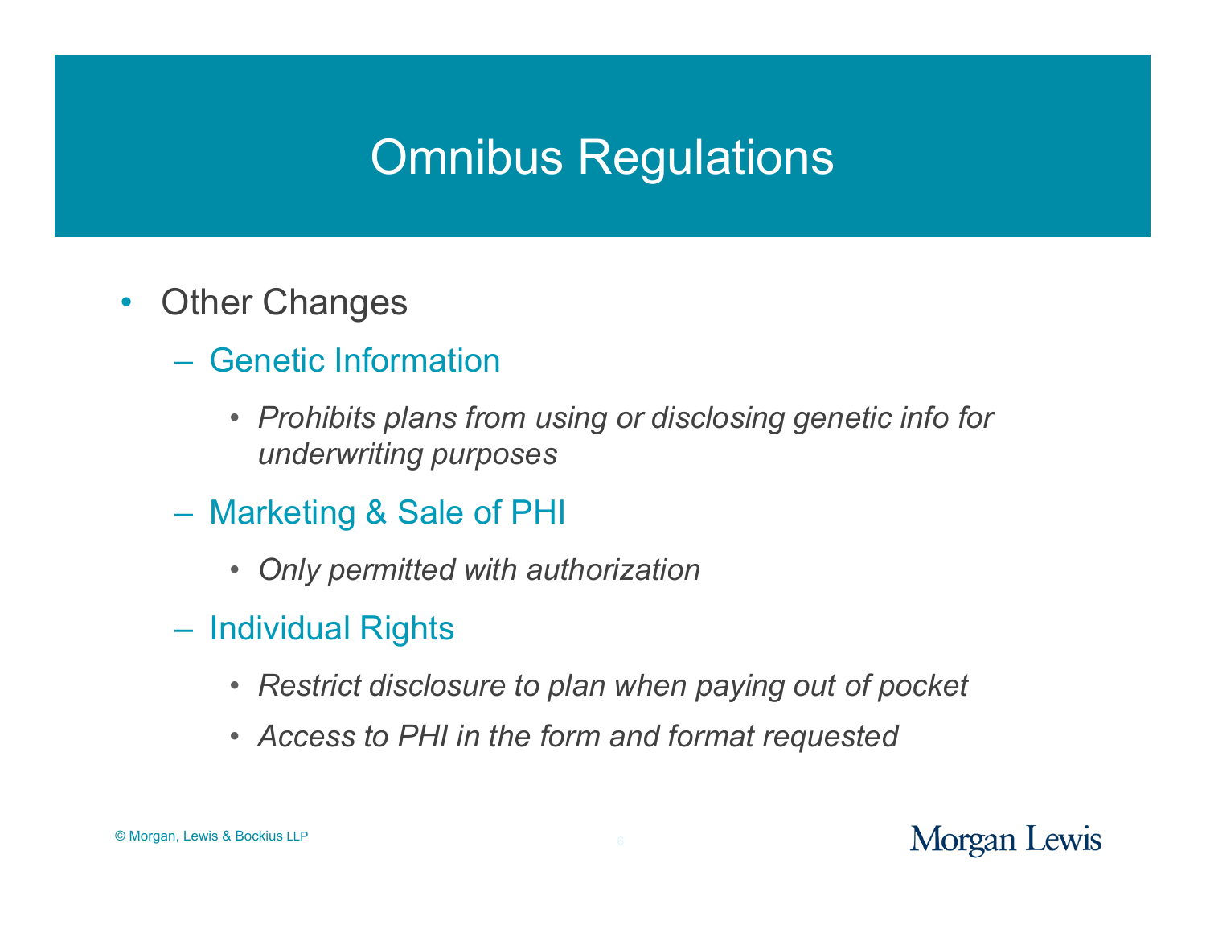# Omnibus Regulations

- Other Changes
  - Genetic Information
    - *Prohibits plans from using or disclosing genetic info for underwriting purposes*
  - Marketing & Sale of PHI
    - *Only permitted with authorization*
  - Individual Rights
    - *Restrict disclosure to plan when paying out of pocket*
    - *Access to PHI in the form and format requested*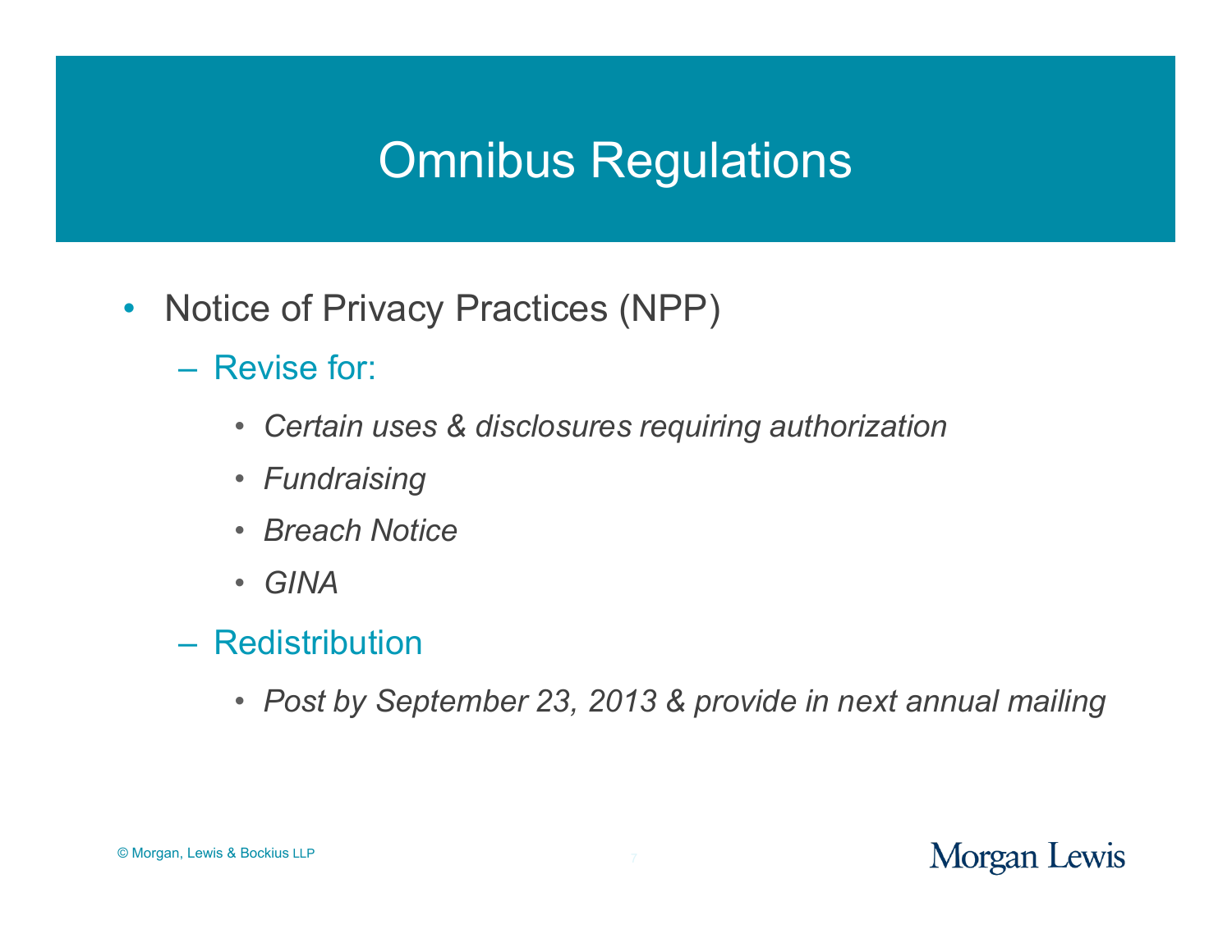# Omnibus Regulations

- Notice of Privacy Practices (NPP)
  - Revise for:
    - *Certain uses & disclosures requiring authorization*
    - *Fundraising*
    - *Breach Notice*
    - *GINA*
  - Redistribution
    - *Post by September 23, 2013 & provide in next annual mailing*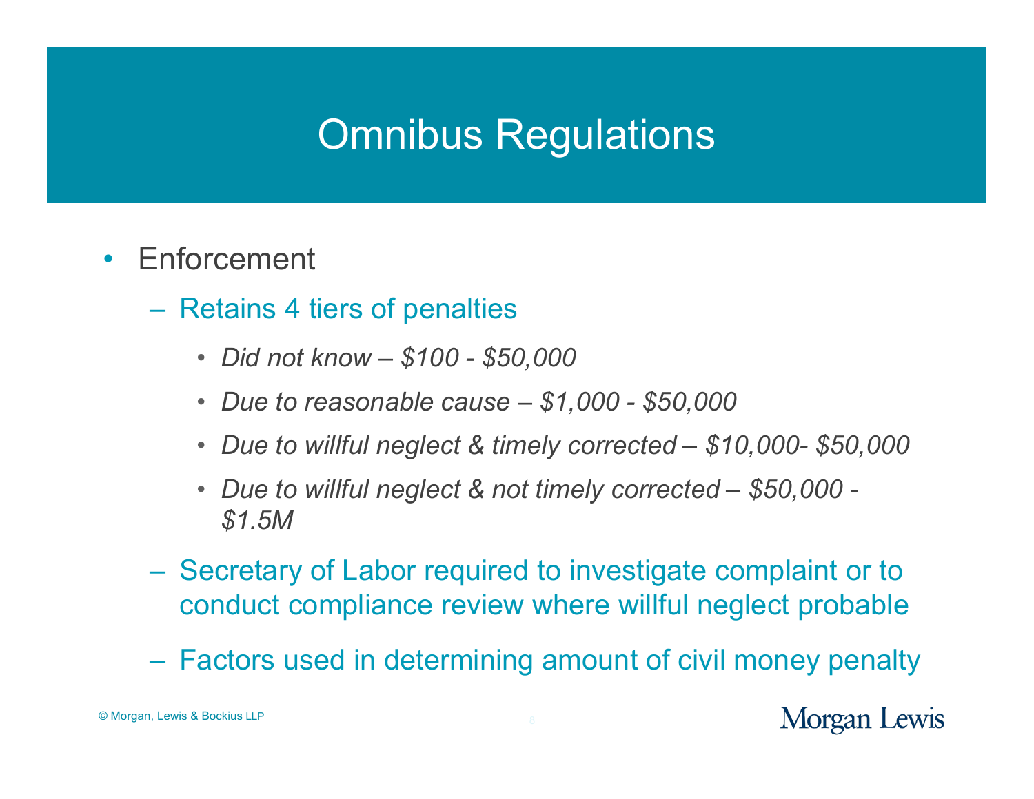# Omnibus Regulations

- Enforcement
  - Retains 4 tiers of penalties
    - *Did not know – $100 - $50,000*
    - *Due to reasonable cause – $1,000 - $50,000*
    - *Due to willful neglect & timely corrected – $10,000- $50,000*
    - *Due to willful neglect & not timely corrected – $50,000 - $1.5M*
  - Secretary of Labor required to investigate complaint or to conduct compliance review where willful neglect probable
  - Factors used in determining amount of civil money penalty

© Morgan, Lewis & Bockius LLP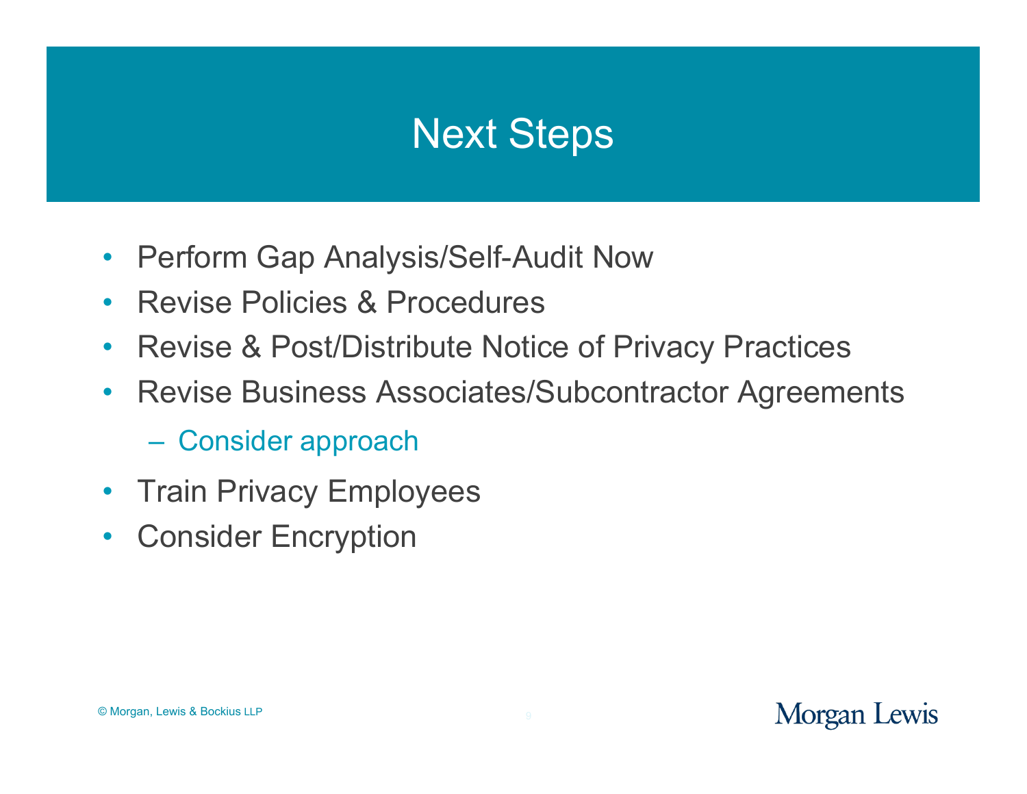# Next Steps

- Perform Gap Analysis/Self-Audit Now
- Revise Policies & Procedures
- Revise & Post/Distribute Notice of Privacy Practices
- Revise Business Associates/Subcontractor Agreements
  - Consider approach
- Train Privacy Employees
- Consider Encryption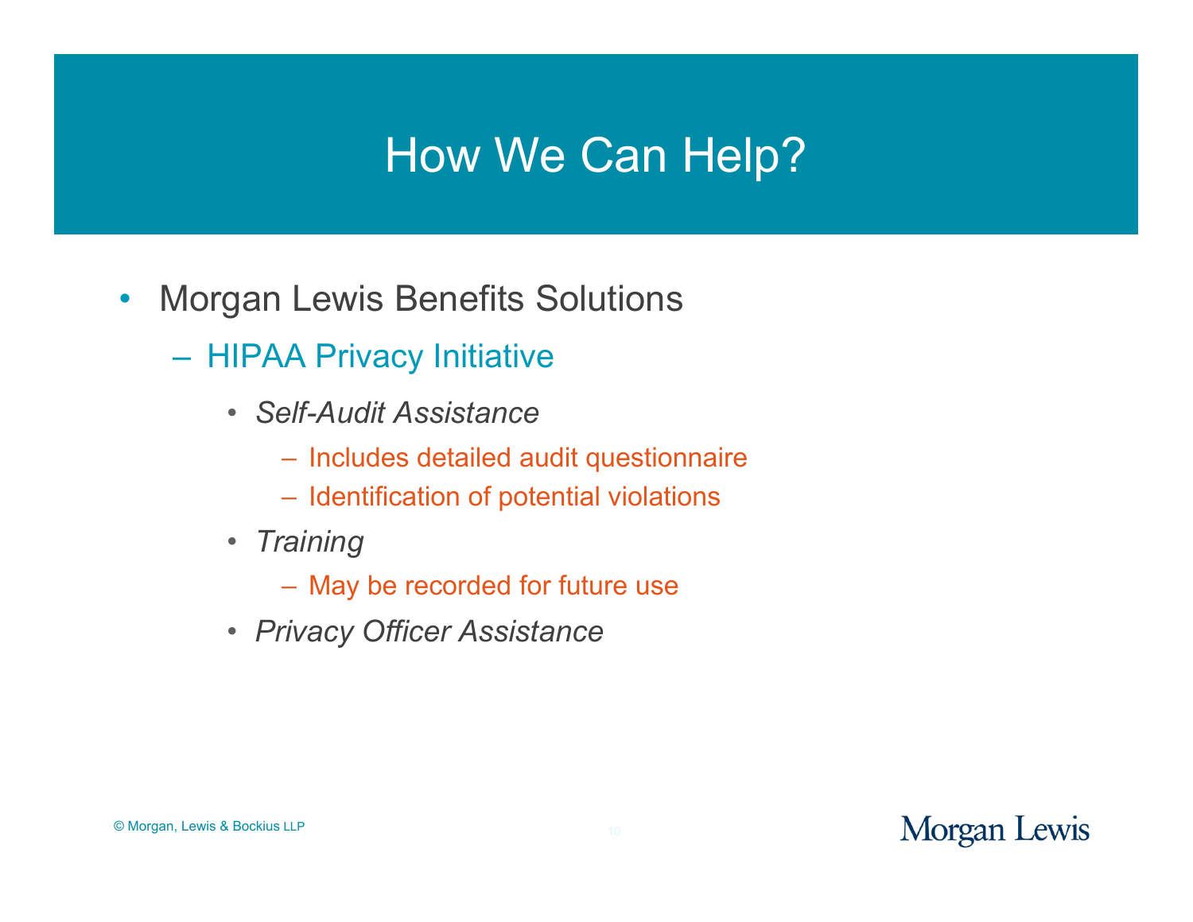# How We Can Help?

- Morgan Lewis Benefits Solutions
  - HIPAA Privacy Initiative
    - *Self-Audit Assistance*
      - Includes detailed audit questionnaire
      - Identification of potential violations
    - *Training*
      - May be recorded for future use
    - *Privacy Officer Assistance*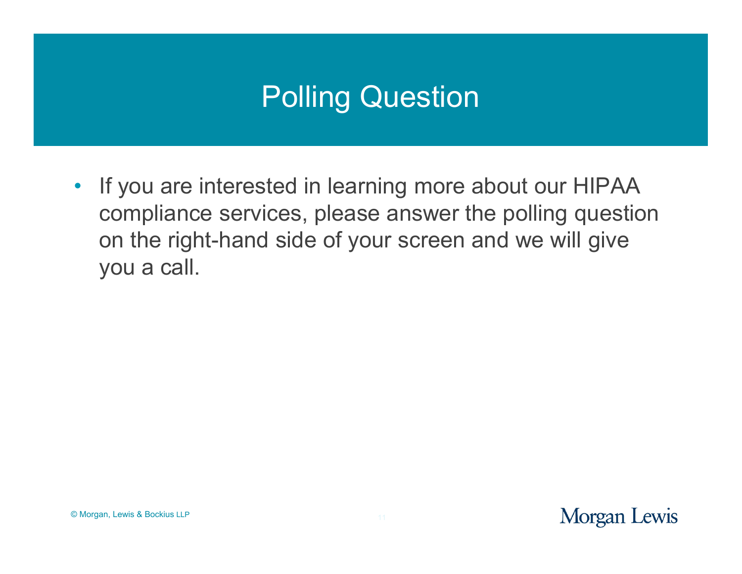# Polling Question

- If you are interested in learning more about our HIPAA compliance services, please answer the polling question on the right-hand side of your screen and we will give you a call.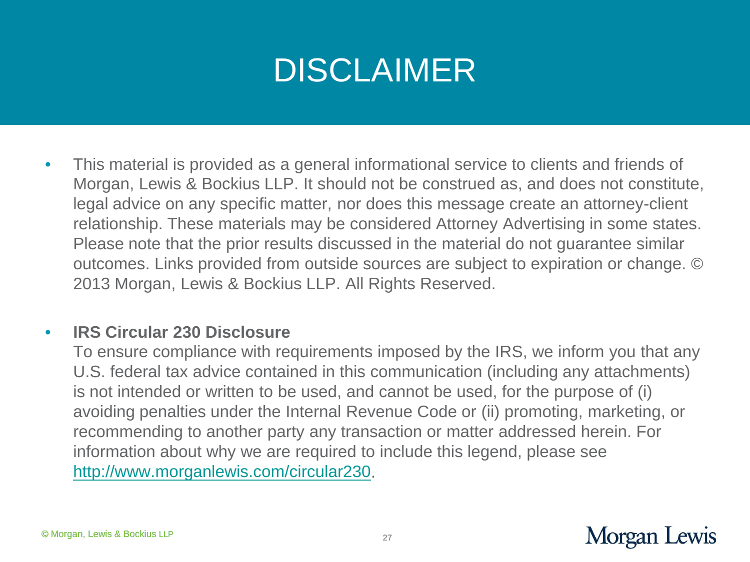# DISCLAIMER

- This material is provided as a general informational service to clients and friends of Morgan, Lewis & Bockius LLP. It should not be construed as, and does not constitute, legal advice on any specific matter, nor does this message create an attorney-client relationship. These materials may be considered Attorney Advertising in some states. Please note that the prior results discussed in the material do not guarantee similar outcomes. Links provided from outside sources are subject to expiration or change. © 2013 Morgan, Lewis & Bockius LLP. All Rights Reserved.

- **IRS Circular 230 Disclosure**
  To ensure compliance with requirements imposed by the IRS, we inform you that any U.S. federal tax advice contained in this communication (including any attachments) is not intended or written to be used, and cannot be used, for the purpose of (i) avoiding penalties under the Internal Revenue Code or (ii) promoting, marketing, or recommending to another party any transaction or matter addressed herein. For information about why we are required to include this legend, please see http://www.morganlewis.com/circular230.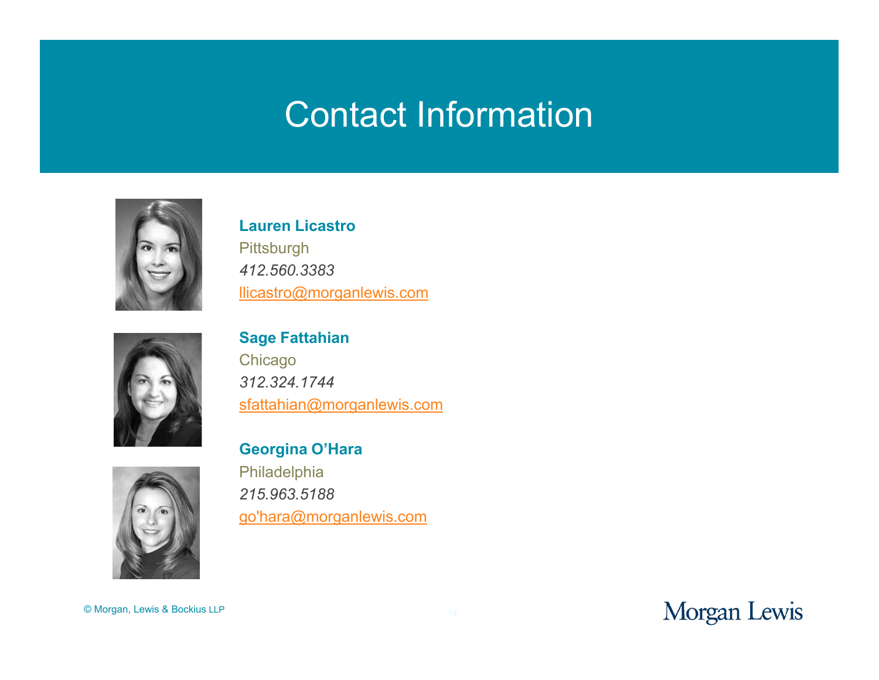# Contact Information

**Lauren Licastro**
Pittsburgh
*412.560.3383*
llicastro@morganlewis.com

**Sage Fattahian**
Chicago
*312.324.1744*
sfattahian@morganlewis.com

**Georgina O'Hara**
Philadelphia
*215.963.5188*
go'hara@morganlewis.com

© Morgan, Lewis & Bockius LLP

Morgan Lewis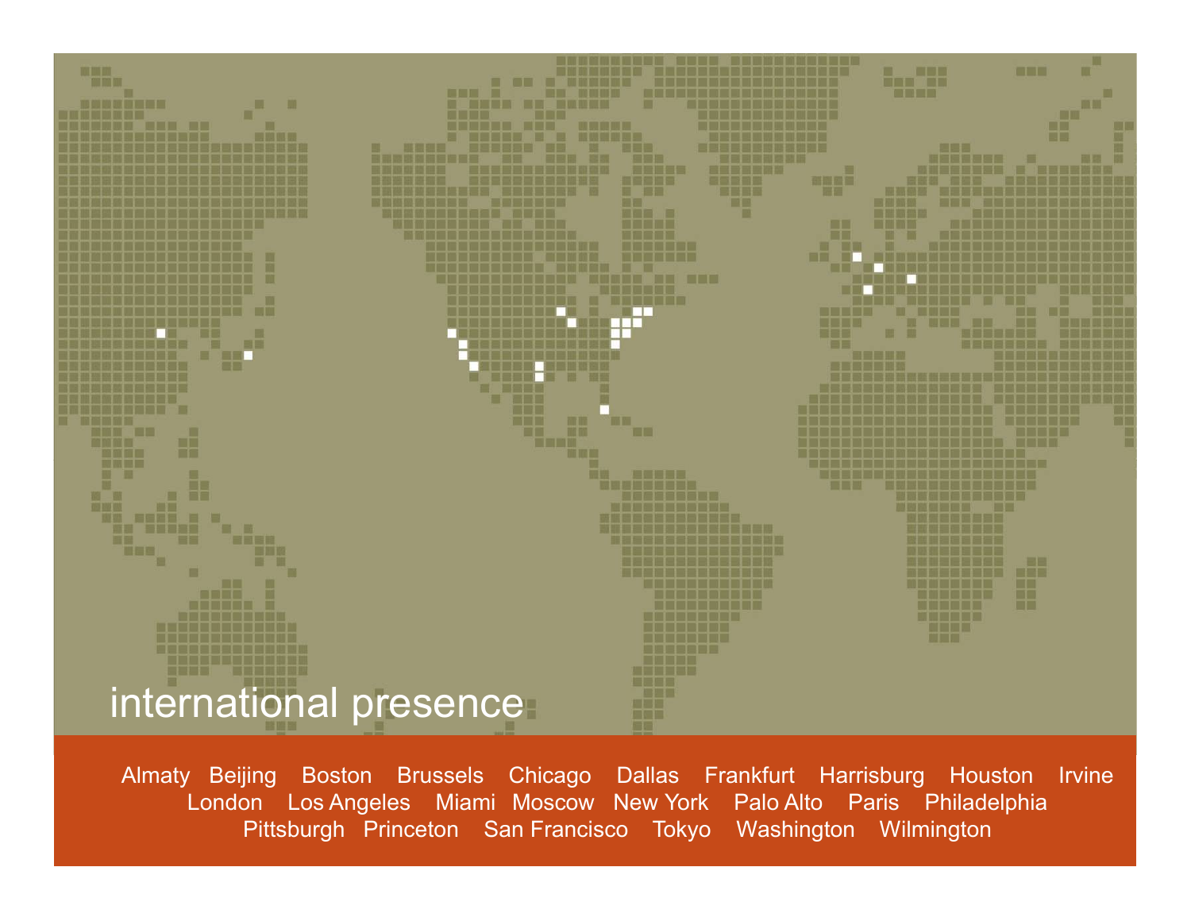# international presence

Almaty Beijing Boston Brussels Chicago Dallas Frankfurt Harrisburg Houston Irvine London Los Angeles Miami Moscow New York Palo Alto Paris Philadelphia Pittsburgh Princeton San Francisco Tokyo Washington Wilmington